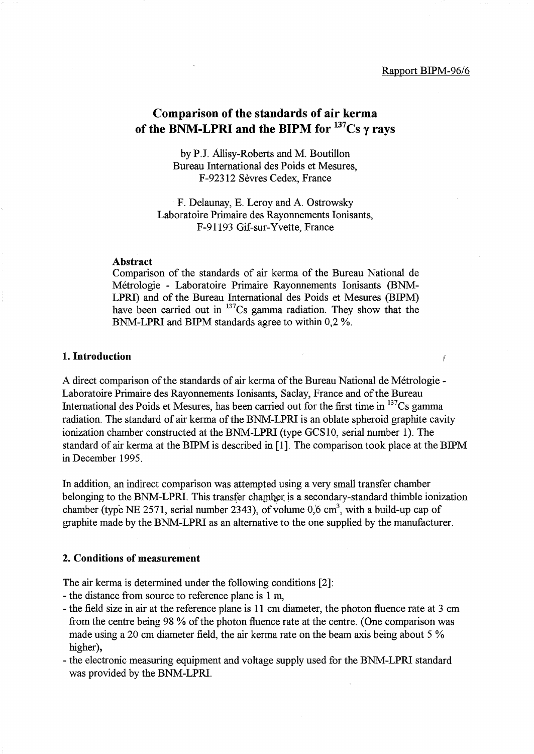Rapport BIPM-96/6

# Comparison of the standards of air kerma of the BNM-LPRI and the BIPM for $^{137}$Cs γ rays

by P.J. Allisy-Roberts and M. Boutillon
Bureau International des Poids et Mesures,
F-92312 Sèvres Cedex, France

F. Delaunay, E. Leroy and A. Ostrowsky
Laboratoire Primaire des Rayonnements Ionisants,
F-91193 Gif-sur-Yvette, France

### Abstract

Comparison of the standards of air kerma of the Bureau National de Métrologie - Laboratoire Primaire Rayonnements Ionisants (BNM-LPRI) and of the Bureau International des Poids et Mesures (BIPM) have been carried out in $^{137}$Cs gamma radiation. They show that the BNM-LPRI and BIPM standards agree to within 0,2 %.

## 1. Introduction

A direct comparison of the standards of air kerma of the Bureau National de Métrologie - Laboratoire Primaire des Rayonnements Ionisants, Saclay, France and of the Bureau International des Poids et Mesures, has been carried out for the first time in $^{137}$Cs gamma radiation. The standard of air kerma of the BNM-LPRI is an oblate spheroid graphite cavity ionization chamber constructed at the BNM-LPRI (type GCS10, serial number 1). The standard of air kerma at the BIPM is described in [1]. The comparison took place at the BIPM in December 1995.

In addition, an indirect comparison was attempted using a very small transfer chamber belonging to the BNM-LPRI. This transfer chamber is a secondary-standard thimble ionization chamber (type NE 2571, serial number 2343), of volume 0,6 cm$^3$, with a build-up cap of graphite made by the BNM-LPRI as an alternative to the one supplied by the manufacturer.

## 2. Conditions of measurement

The air kerma is determined under the following conditions [2]:

- the distance from source to reference plane is 1 m,
- the field size in air at the reference plane is 11 cm diameter, the photon fluence rate at 3 cm from the centre being 98 % of the photon fluence rate at the centre. (One comparison was made using a 20 cm diameter field, the air kerma rate on the beam axis being about 5 % higher),
- the electronic measuring equipment and voltage supply used for the BNM-LPRI standard was provided by the BNM-LPRI.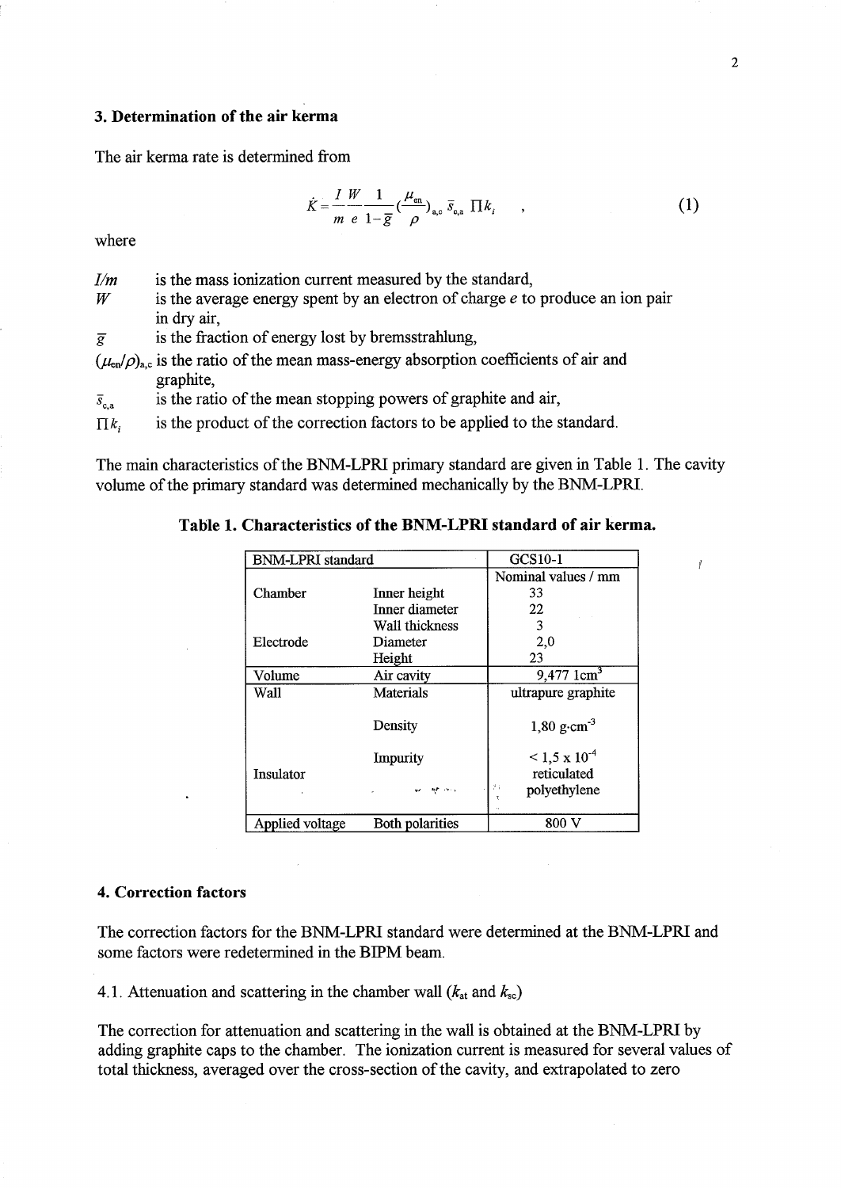### 3. Determination of the air kerma

The air kerma rate is determined from

$$\dot{K} = \frac{I}{m}\frac{W}{e}\frac{1}{1-\bar{g}}\left(\frac{\mu_{en}}{\rho}\right)_{a,c} \bar{s}_{c,a} \, \Pi k_i \quad , \tag{1}$$

where

- $I/m$ is the mass ionization current measured by the standard,
- $W$ is the average energy spent by an electron of charge $e$ to produce an ion pair in dry air,
- $\bar{g}$ is the fraction of energy lost by bremsstrahlung,
- $(\mu_{en}/\rho)_{a,c}$ is the ratio of the mean mass-energy absorption coefficients of air and graphite,
- $\bar{s}_{c,a}$ is the ratio of the mean stopping powers of graphite and air,
- $\Pi k_i$ is the product of the correction factors to be applied to the standard.

The main characteristics of the BNM-LPRI primary standard are given in Table 1. The cavity volume of the primary standard was determined mechanically by the BNM-LPRI.

**Table 1. Characteristics of the BNM-LPRI standard of air kerma.**

| BNM-LPRI standard | | GCS10-1 |
|---|---|---|
| | | Nominal values / mm |
| Chamber | Inner height | 33 |
| | Inner diameter | 22 |
| | Wall thickness | 3 |
| Electrode | Diameter | 2,0 |
| | Height | 23 |
| Volume | Air cavity | 9,477 1cm$^3$ |
| Wall | Materials | ultrapure graphite |
| | Density | 1,80 g·cm$^{-3}$ |
| | Impurity | < 1,5 x 10$^{-4}$ |
| Insulator | | reticulated polyethylene |
| Applied voltage | Both polarities | 800 V |

### 4. Correction factors

The correction factors for the BNM-LPRI standard were determined at the BNM-LPRI and some factors were redetermined in the BIPM beam.

4.1. Attenuation and scattering in the chamber wall ($k_{at}$ and $k_{sc}$)

The correction for attenuation and scattering in the wall is obtained at the BNM-LPRI by adding graphite caps to the chamber. The ionization current is measured for several values of total thickness, averaged over the cross-section of the cavity, and extrapolated to zero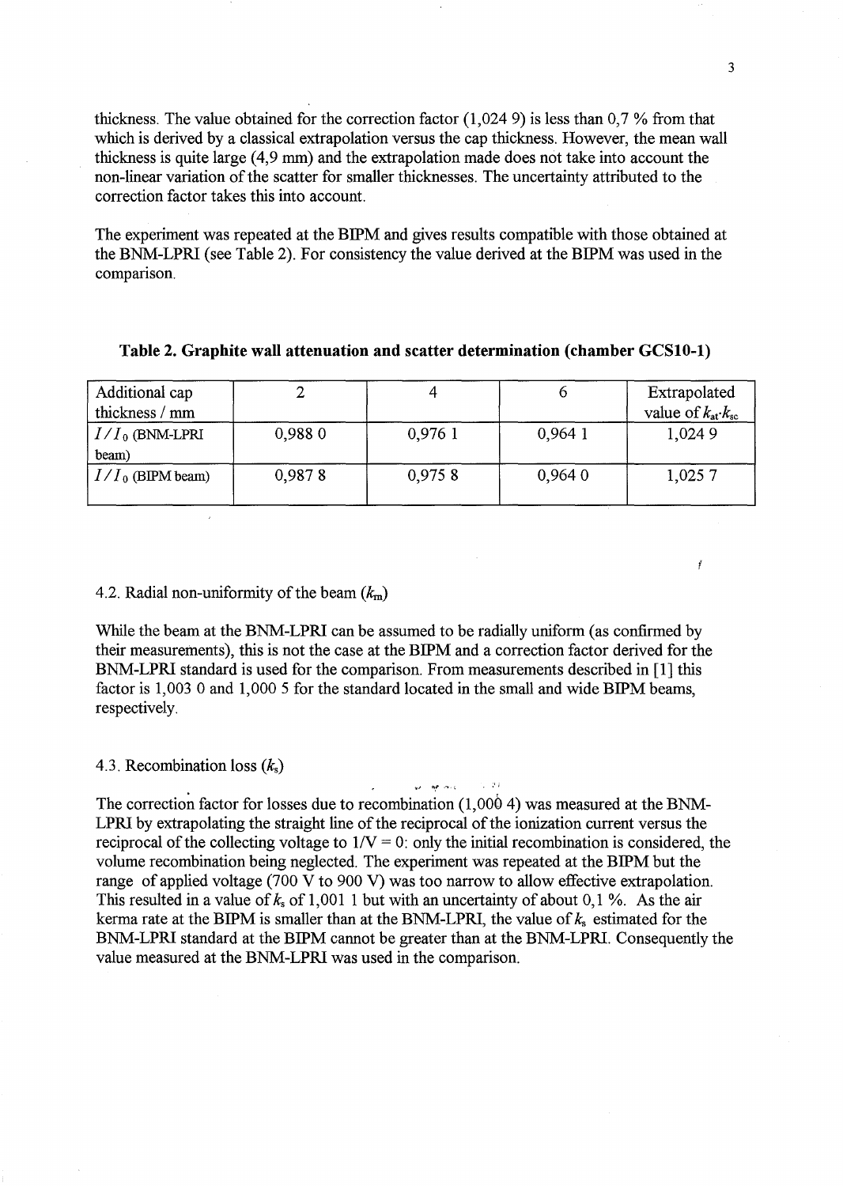thickness. The value obtained for the correction factor (1,024 9) is less than 0,7 % from that which is derived by a classical extrapolation versus the cap thickness. However, the mean wall thickness is quite large (4,9 mm) and the extrapolation made does not take into account the non-linear variation of the scatter for smaller thicknesses. The uncertainty attributed to the correction factor takes this into account.

The experiment was repeated at the BIPM and gives results compatible with those obtained at the BNM-LPRI (see Table 2). For consistency the value derived at the BIPM was used in the comparison.

**Table 2. Graphite wall attenuation and scatter determination (chamber GCS10-1)**

| Additional cap thickness / mm | 2 | 4 | 6 | Extrapolated value of $k_{at} \cdot k_{sc}$ |
|---|---|---|---|---|
| $I/I_0$ (BNM-LPRI beam) | 0,988 0 | 0,976 1 | 0,964 1 | 1,024 9 |
| $I/I_0$ (BIPM beam) | 0,987 8 | 0,975 8 | 0,964 0 | 1,025 7 |

### 4.2. Radial non-uniformity of the beam ($k_{rn}$)

While the beam at the BNM-LPRI can be assumed to be radially uniform (as confirmed by their measurements), this is not the case at the BIPM and a correction factor derived for the BNM-LPRI standard is used for the comparison. From measurements described in [1] this factor is 1,003 0 and 1,000 5 for the standard located in the small and wide BIPM beams, respectively.

### 4.3. Recombination loss ($k_s$)

The correction factor for losses due to recombination (1,000 4) was measured at the BNM-LPRI by extrapolating the straight line of the reciprocal of the ionization current versus the reciprocal of the collecting voltage to $1/V = 0$: only the initial recombination is considered, the volume recombination being neglected. The experiment was repeated at the BIPM but the range of applied voltage (700 V to 900 V) was too narrow to allow effective extrapolation. This resulted in a value of $k_s$ of 1,001 1 but with an uncertainty of about 0,1 %. As the air kerma rate at the BIPM is smaller than at the BNM-LPRI, the value of $k_s$ estimated for the BNM-LPRI standard at the BIPM cannot be greater than at the BNM-LPRI. Consequently the value measured at the BNM-LPRI was used in the comparison.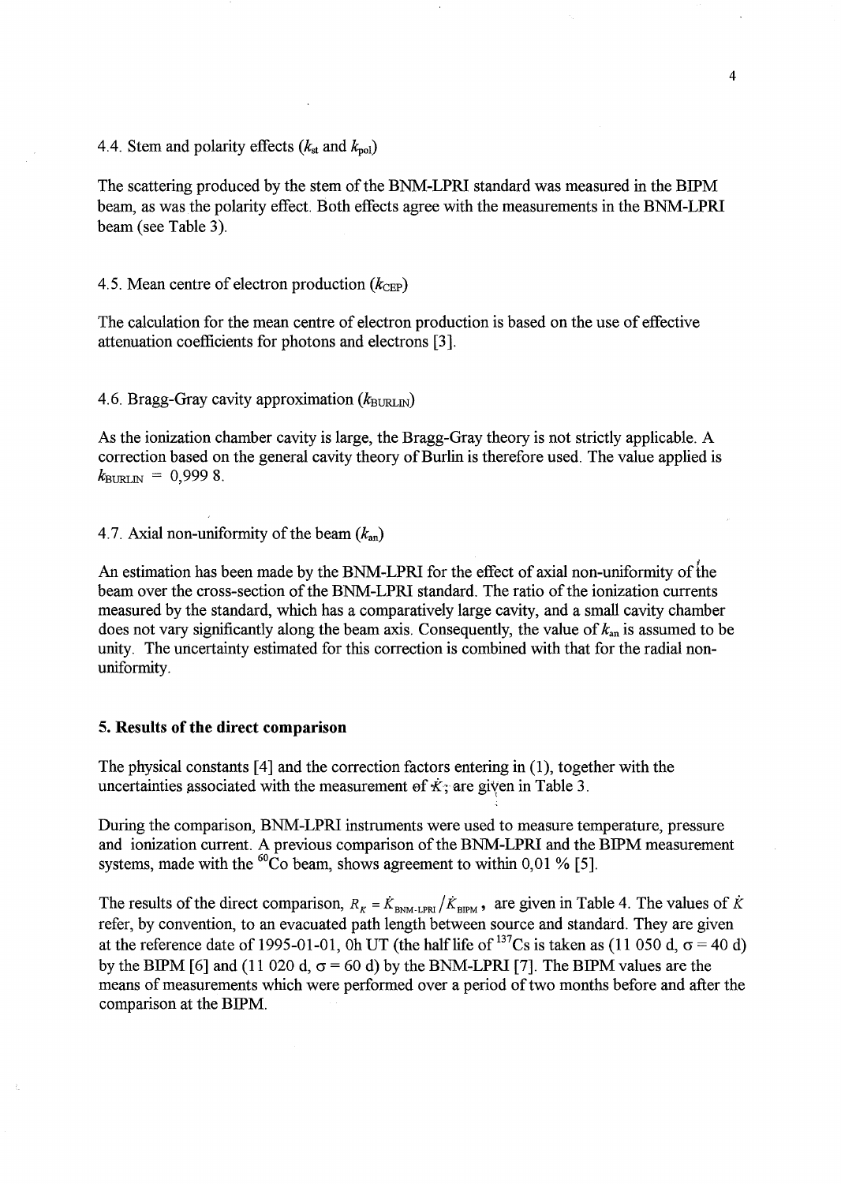4.4. Stem and polarity effects ($k_{st}$ and $k_{pol}$)

The scattering produced by the stem of the BNM-LPRI standard was measured in the BIPM beam, as was the polarity effect. Both effects agree with the measurements in the BNM-LPRI beam (see Table 3).

4.5. Mean centre of electron production ($k_{CEP}$)

The calculation for the mean centre of electron production is based on the use of effective attenuation coefficients for photons and electrons [3].

4.6. Bragg-Gray cavity approximation ($k_{BURLIN}$)

As the ionization chamber cavity is large, the Bragg-Gray theory is not strictly applicable. A correction based on the general cavity theory of Burlin is therefore used. The value applied is $k_{BURLIN}$ = 0,999 8.

4.7. Axial non-uniformity of the beam ($k_{an}$)

An estimation has been made by the BNM-LPRI for the effect of axial non-uniformity of the beam over the cross-section of the BNM-LPRI standard. The ratio of the ionization currents measured by the standard, which has a comparatively large cavity, and a small cavity chamber does not vary significantly along the beam axis. Consequently, the value of $k_{an}$ is assumed to be unity. The uncertainty estimated for this correction is combined with that for the radial non-uniformity.

## 5. Results of the direct comparison

The physical constants [4] and the correction factors entering in (1), together with the uncertainties associated with the measurement of $\dot{K}$, are given in Table 3.

During the comparison, BNM-LPRI instruments were used to measure temperature, pressure and ionization current. A previous comparison of the BNM-LPRI and the BIPM measurement systems, made with the $^{60}$Co beam, shows agreement to within 0,01 % [5].

The results of the direct comparison, $R_K = \dot{K}_{BNM\text{-}LPRI} / \dot{K}_{BIPM}$, are given in Table 4. The values of $\dot{K}$ refer, by convention, to an evacuated path length between source and standard. They are given at the reference date of 1995-01-01, 0h UT (the half life of $^{137}$Cs is taken as (11 050 d, $\sigma$ = 40 d) by the BIPM [6] and (11 020 d, $\sigma$ = 60 d) by the BNM-LPRI [7]. The BIPM values are the means of measurements which were performed over a period of two months before and after the comparison at the BIPM.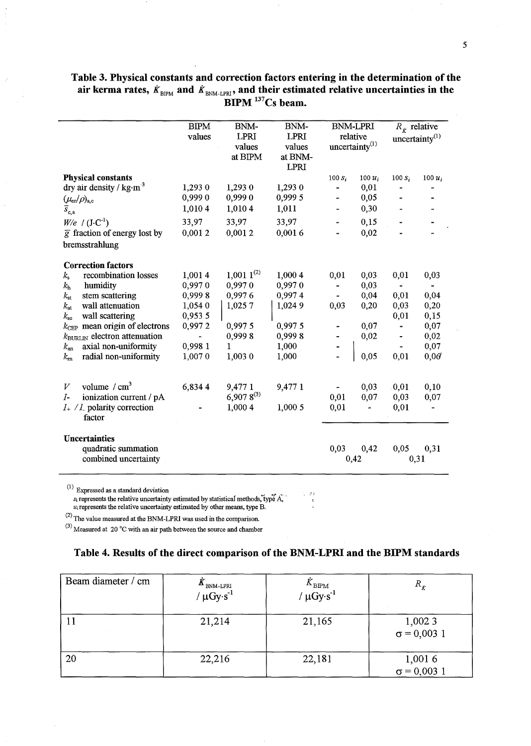**Table 3. Physical constants and correction factors entering in the determination of the air kerma rates, $\dot{K}_{BIPM}$ and $\dot{K}_{BNM-LPRI}$, and their estimated relative uncertainties in the BIPM $^{137}$Cs beam.**

| | BIPM values | BNM-LPRI values at BIPM | BNM-LPRI values at BNM-LPRI | BNM-LPRI relative uncertainty(1) | | $R_K$ relative uncertainty(1) | |
|---|---|---|---|---|---|---|---|
| | | | | $100\,s_i$ | $100\,u_i$ | $100\,s_i$ | $100\,u_i$ |
| **Physical constants** | | | | | | | |
| dry air density / kg·m$^{-3}$ | 1,293 0 | 1,293 0 | 1,293 0 | - | 0,01 | - | - |
| $(\mu_{en}/\rho)_{a,c}$ | 0,999 0 | 0,999 0 | 0,999 5 | - | 0,05 | - | - |
| $\bar{s}_{c,a}$ | 1,010 4 | 1,010 4 | 1,011 | - | 0,30 | - | - |
| $W/e$ / (J·C$^{-1}$) | 33,97 | 33,97 | 33,97 | - | 0,15 | - | - |
| $\bar{g}$ fraction of energy lost by bremsstrahlung | 0,001 2 | 0,001 2 | 0,001 6 | - | 0,02 | - | - |
| **Correction factors** | | | | | | | |
| $k_s$ recombination losses | 1,001 4 | 1,001 1(2) | 1,000 4 | 0,01 | 0,03 | 0,01 | 0,03 |
| $k_h$ humidity | 0,997 0 | 0,997 0 | 0,997 0 | - | 0,03 | - | - |
| $k_{st}$ stem scattering | 0,999 8 | 0,997 6 | 0,997 4 | - | 0,04 | 0,01 | 0,04 |
| $k_{at}$ wall attenuation | 1,054 0 | 1,025 7 | 1,024 9 | 0,03 | 0,20 | 0,03 | 0,20 |
| $k_{sc}$ wall scattering | 0,953 5 | | | | | 0,01 | 0,15 |
| $k_{CEP}$ mean origin of electrons | 0,997 2 | 0,997 5 | 0,997 5 | - | 0,07 | - | 0,07 |
| $k_{BURLIN}$ electron attenuation | - | 0,999 8 | 0,999 8 | - | 0,02 | - | 0,02 |
| $k_{an}$ axial non-uniformity | 0,998 1 | 1 | 1,000 | - | | - | 0,07 |
| $k_{rn}$ radial non-uniformity | 1,007 0 | 1,003 0 | 1,000 | - | 0,05 | 0,01 | 0,06 |
| $V$ volume / cm$^3$ | 6,834 4 | 9,477 1 | 9,477 1 | - | 0,03 | 0,01 | 0,10 |
| $I_-$ ionization current / pA | | 6,907 8(3) | | 0,01 | 0,07 | 0,03 | 0,07 |
| $I_+$ / $I_-$ polarity correction factor | - | 1,000 4 | 1,000 5 | 0,01 | - | 0,01 | - |
| **Uncertainties** | | | | | | | |
| quadratic summation | | | | 0,03 | 0,42 | 0,05 | 0,31 |
| combined uncertainty | | | | 0,42 | | 0,31 | |

(1) Expressed as a standard deviation
$s_i$ represents the relative uncertainty estimated by statistical methods, type A,
$u_i$ represents the relative uncertainty estimated by other means, type B.

(2) The value measured at the BNM-LPRI was used in the comparison.

(3) Measured at 20 °C with an air path between the source and chamber

## Table 4. Results of the direct comparison of the BNM-LPRI and the BIPM standards

| Beam diameter / cm | $\dot{K}_{BNM-LPRI}$ / μGy·s$^{-1}$ | $\dot{K}_{BIPM}$ / μGy·s$^{-1}$ | $R_K$ |
|---|---|---|---|
| 11 | 21,214 | 21,165 | 1,002 3 $\sigma = 0,003\ 1$ |
| 20 | 22,216 | 22,181 | 1,001 6 $\sigma = 0,003\ 1$ |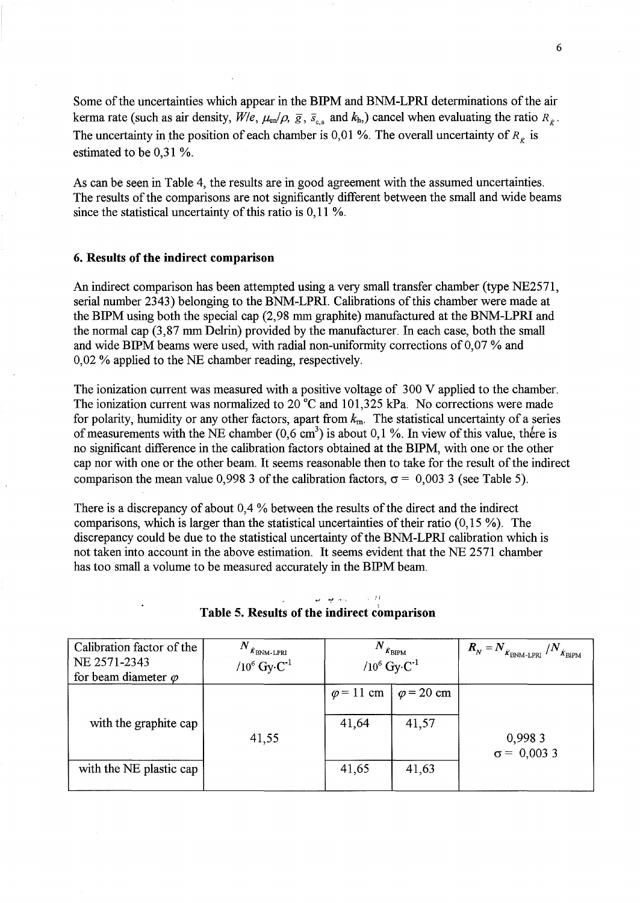Some of the uncertainties which appear in the BIPM and BNM-LPRI determinations of the air kerma rate (such as air density, $W/e$, $\mu_{en}/\rho$, $\bar{g}$, $\bar{s}_{c,a}$ and $k_h$,) cancel when evaluating the ratio $R_{\dot{K}}$. The uncertainty in the position of each chamber is 0,01 %. The overall uncertainty of $R_{\dot{K}}$ is estimated to be 0,31 %.

As can be seen in Table 4, the results are in good agreement with the assumed uncertainties. The results of the comparisons are not significantly different between the small and wide beams since the statistical uncertainty of this ratio is 0,11 %.

### 6. Results of the indirect comparison

An indirect comparison has been attempted using a very small transfer chamber (type NE2571, serial number 2343) belonging to the BNM-LPRI. Calibrations of this chamber were made at the BIPM using both the special cap (2,98 mm graphite) manufactured at the BNM-LPRI and the normal cap (3,87 mm Delrin) provided by the manufacturer. In each case, both the small and wide BIPM beams were used, with radial non-uniformity corrections of 0,07 % and 0,02 % applied to the NE chamber reading, respectively.

The ionization current was measured with a positive voltage of 300 V applied to the chamber. The ionization current was normalized to 20 °C and 101,325 kPa. No corrections were made for polarity, humidity or any other factors, apart from $k_m$. The statistical uncertainty of a series of measurements with the NE chamber (0,6 cm$^3$) is about 0,1 %. In view of this value, there is no significant difference in the calibration factors obtained at the BIPM, with one or the other cap nor with one or the other beam. It seems reasonable then to take for the result of the indirect comparison the mean value 0,998 3 of the calibration factors, $\sigma$ = 0,003 3 (see Table 5).

There is a discrepancy of about 0,4 % between the results of the direct and the indirect comparisons, which is larger than the statistical uncertainties of their ratio (0,15 %). The discrepancy could be due to the statistical uncertainty of the BNM-LPRI calibration which is not taken into account in the above estimation. It seems evident that the NE 2571 chamber has too small a volume to be measured accurately in the BIPM beam.

**Table 5. Results of the indirect comparison**

| Calibration factor of the NE 2571-2343 for beam diameter $\varphi$ | $N_{\dot{K}_{\text{BNM-LPRI}}}$ /10$^6$ Gy·C$^{-1}$ | $N_{\dot{K}_{\text{BIPM}}}$ /10$^6$ Gy·C$^{-1}$ | | $R_N = N_{\dot{K}_{\text{BNM-LPRI}}} / N_{\dot{K}_{\text{BIPM}}}$ |
|---|---|---|---|---|
| | | $\varphi$ = 11 cm | $\varphi$ = 20 cm | |
| with the graphite cap | 41,55 | 41,64 | 41,57 | 0,998 3<br>$\sigma$ = 0,003 3 |
| with the NE plastic cap | | 41,65 | 41,63 | |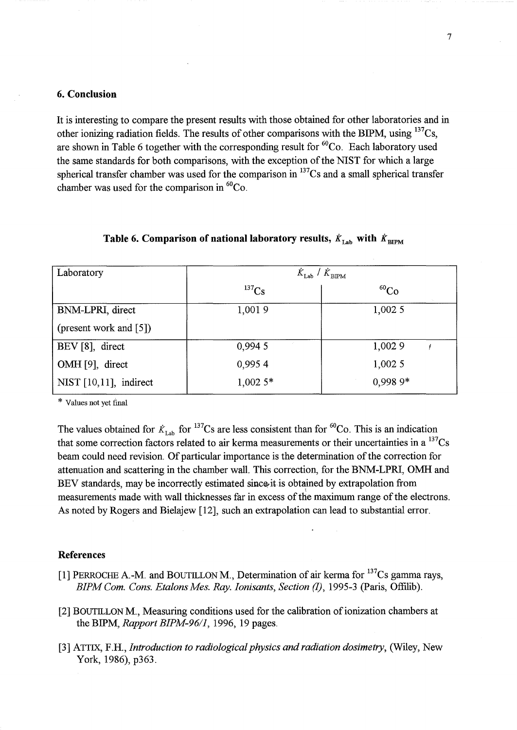## 6. Conclusion

It is interesting to compare the present results with those obtained for other laboratories and in other ionizing radiation fields. The results of other comparisons with the BIPM, using $^{137}$Cs, are shown in Table 6 together with the corresponding result for $^{60}$Co. Each laboratory used the same standards for both comparisons, with the exception of the NIST for which a large spherical transfer chamber was used for the comparison in $^{137}$Cs and a small spherical transfer chamber was used for the comparison in $^{60}$Co.

**Table 6. Comparison of national laboratory results, $\dot{K}_{\mathrm{Lab}}$ with $\dot{K}_{\mathrm{BIPM}}$**

| Laboratory | $\dot{K}_{\mathrm{Lab}} / \dot{K}_{\mathrm{BIPM}}$ | |
|---|---|---|
| | $^{137}$Cs | $^{60}$Co |
| BNM-LPRI, direct (present work and [5]) | 1,001 9 | 1,002 5 |
| BEV [8], direct | 0,994 5 | 1,002 9 |
| OMH [9], direct | 0,995 4 | 1,002 5 |
| NIST [10,11], indirect | 1,002 5* | 0,998 9* |

\* Values not yet final

The values obtained for $\dot{K}_{\mathrm{Lab}}$ for $^{137}$Cs are less consistent than for $^{60}$Co. This is an indication that some correction factors related to air kerma measurements or their uncertainties in a $^{137}$Cs beam could need revision. Of particular importance is the determination of the correction for attenuation and scattering in the chamber wall. This correction, for the BNM-LPRI, OMH and BEV standards, may be incorrectly estimated since it is obtained by extrapolation from measurements made with wall thicknesses far in excess of the maximum range of the electrons. As noted by Rogers and Bielajew [12], such an extrapolation can lead to substantial error.

## References

[1] PERROCHE A.-M. and BOUTILLON M., Determination of air kerma for $^{137}$Cs gamma rays, *BIPM Com. Cons. Etalons Mes. Ray. Ionisants, Section (I)*, 1995-3 (Paris, Offilib).

[2] BOUTILLON M., Measuring conditions used for the calibration of ionization chambers at the BIPM, *Rapport BIPM-96/1*, 1996, 19 pages.

[3] ATTIX, F.H., *Introduction to radiological physics and radiation dosimetry*, (Wiley, New York, 1986), p363.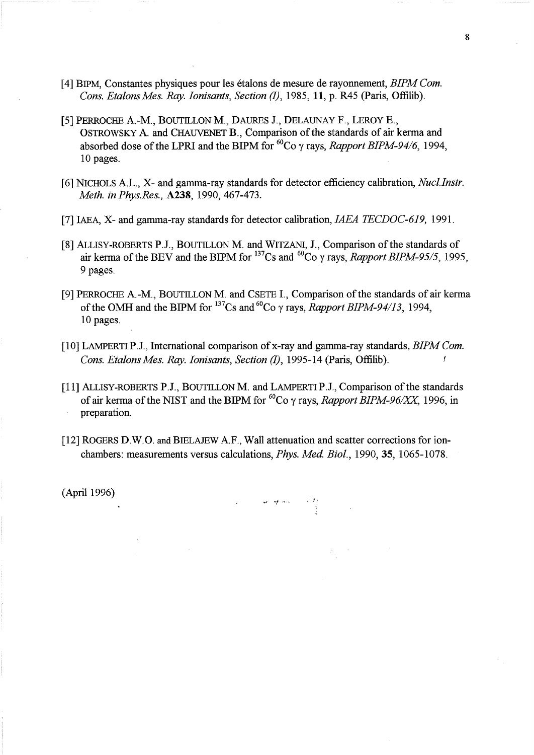[4] BIPM, Constantes physiques pour les étalons de mesure de rayonnement, *BIPM Com. Cons. Etalons Mes. Ray. Ionisants, Section (I)*, 1985, **11**, p. R45 (Paris, Offilib).

[5] PERROCHE A.-M., BOUTILLON M., DAURES J., DELAUNAY F., LEROY E., OSTROWSKY A. and CHAUVENET B., Comparison of the standards of air kerma and absorbed dose of the LPRI and the BIPM for $^{60}$Co $\gamma$ rays, *Rapport BIPM-94/6*, 1994, 10 pages.

[6] NICHOLS A.L., X- and gamma-ray standards for detector efficiency calibration, *Nucl.Instr. Meth. in Phys.Res.*, **A238**, 1990, 467-473.

[7] IAEA, X- and gamma-ray standards for detector calibration, *IAEA TECDOC-619*, 1991.

[8] ALLISY-ROBERTS P.J., BOUTILLON M. and WITZANI, J., Comparison of the standards of air kerma of the BEV and the BIPM for $^{137}$Cs and $^{60}$Co $\gamma$ rays, *Rapport BIPM-95/5*, 1995, 9 pages.

[9] PERROCHE A.-M., BOUTILLON M. and CSETE I., Comparison of the standards of air kerma of the OMH and the BIPM for $^{137}$Cs and $^{60}$Co $\gamma$ rays, *Rapport BIPM-94/13*, 1994, 10 pages.

[10] LAMPERTI P.J., International comparison of x-ray and gamma-ray standards, *BIPM Com. Cons. Etalons Mes. Ray. Ionisants, Section (I)*, 1995-14 (Paris, Offilib).

[11] ALLISY-ROBERTS P.J., BOUTILLON M. and LAMPERTI P.J., Comparison of the standards of air kerma of the NIST and the BIPM for $^{60}$Co $\gamma$ rays, *Rapport BIPM-96/XX*, 1996, in preparation.

[12] ROGERS D.W.O. and BIELAJEW A.F., Wall attenuation and scatter corrections for ion-chambers: measurements versus calculations, *Phys. Med. Biol.*, 1990, **35**, 1065-1078.

(April 1996)